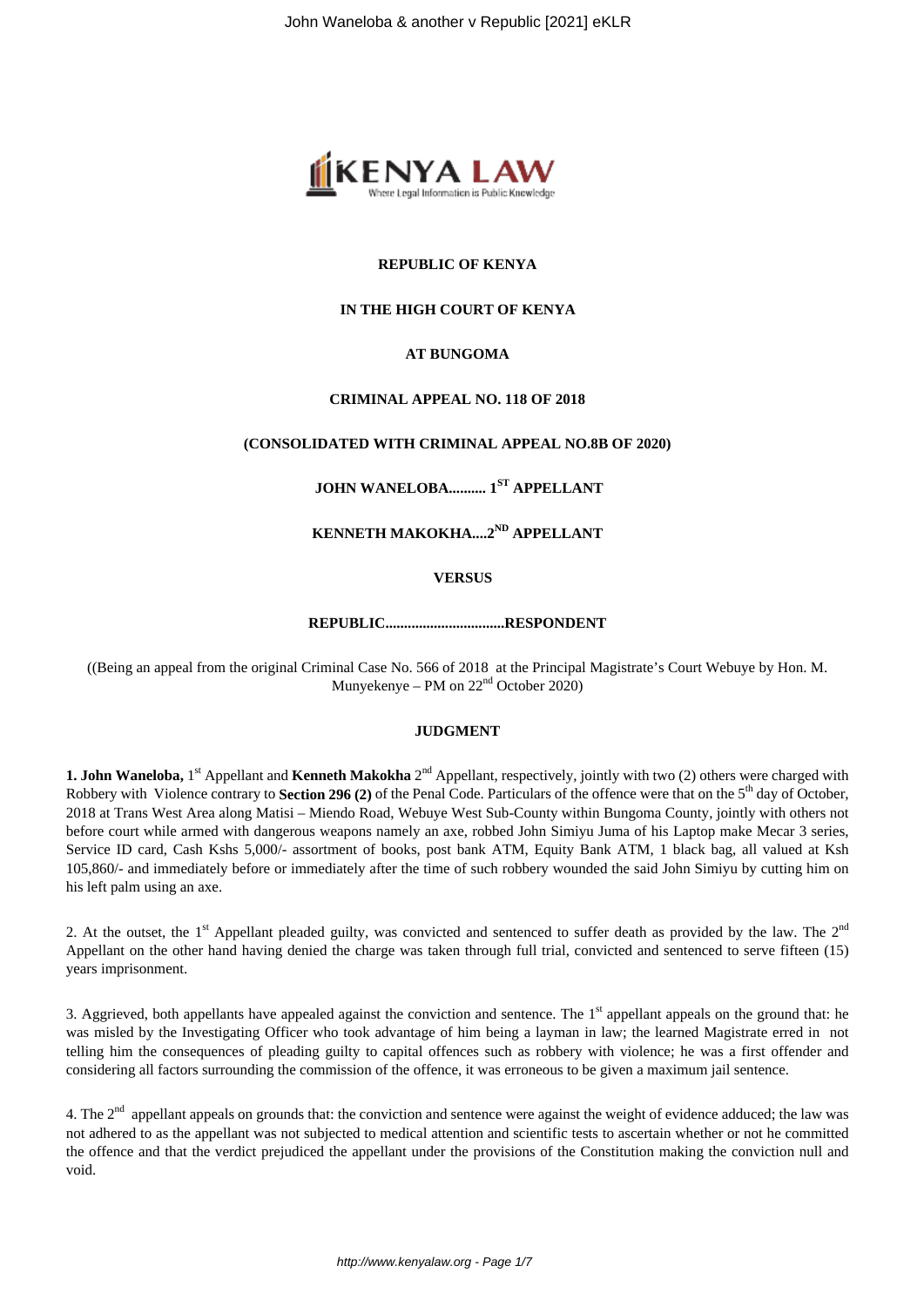**REPUBLIC OF KENYA**

**IN THE HIGH COURT OF KENYA**

**AT BUNGOMA**

**CRIMINAL APPEAL NO. 118 OF 2018**

**(CONSOLIDATED WITH CRIMINAL APPEAL NO.8B OF 2020)**

**JOHN WANELOBA.......... 1ST APPELLANT**

**KENNETH MAKOKHA....2ND APPELLANT**

**VERSUS**

**REPUBLIC................................RESPONDENT**

((Being an appeal from the original Criminal Case No. 566 of 2018 at the Principal Magistrate's Court Webuye by Hon. M. Munyekenye – PM on 22nd October 2020)

**JUDGMENT**

**1. John Waneloba,** 1st Appellant and **Kenneth Makokha** 2nd Appellant, respectively, jointly with two (2) others were charged with Robbery with Violence contrary to **Section 296 (2)** of the Penal Code. Particulars of the offence were that on the 5th day of October, 2018 at Trans West Area along Matisi – Miendo Road, Webuye West Sub-County within Bungoma County, jointly with others not before court while armed with dangerous weapons namely an axe, robbed John Simiyu Juma of his Laptop make Mecar 3 series, Service ID card, Cash Kshs 5,000/- assortment of books, post bank ATM, Equity Bank ATM, 1 black bag, all valued at Ksh 105,860/- and immediately before or immediately after the time of such robbery wounded the said John Simiyu by cutting him on his left palm using an axe.

2. At the outset, the 1st Appellant pleaded guilty, was convicted and sentenced to suffer death as provided by the law. The 2nd Appellant on the other hand having denied the charge was taken through full trial, convicted and sentenced to serve fifteen (15) years imprisonment.

3. Aggrieved, both appellants have appealed against the conviction and sentence. The 1st appellant appeals on the ground that: he was misled by the Investigating Officer who took advantage of him being a layman in law; the learned Magistrate erred in not telling him the consequences of pleading guilty to capital offences such as robbery with violence; he was a first offender and considering all factors surrounding the commission of the offence, it was erroneous to be given a maximum jail sentence.

4. The 2nd appellant appeals on grounds that: the conviction and sentence were against the weight of evidence adduced; the law was not adhered to as the appellant was not subjected to medical attention and scientific tests to ascertain whether or not he committed the offence and that the verdict prejudiced the appellant under the provisions of the Constitution making the conviction null and void.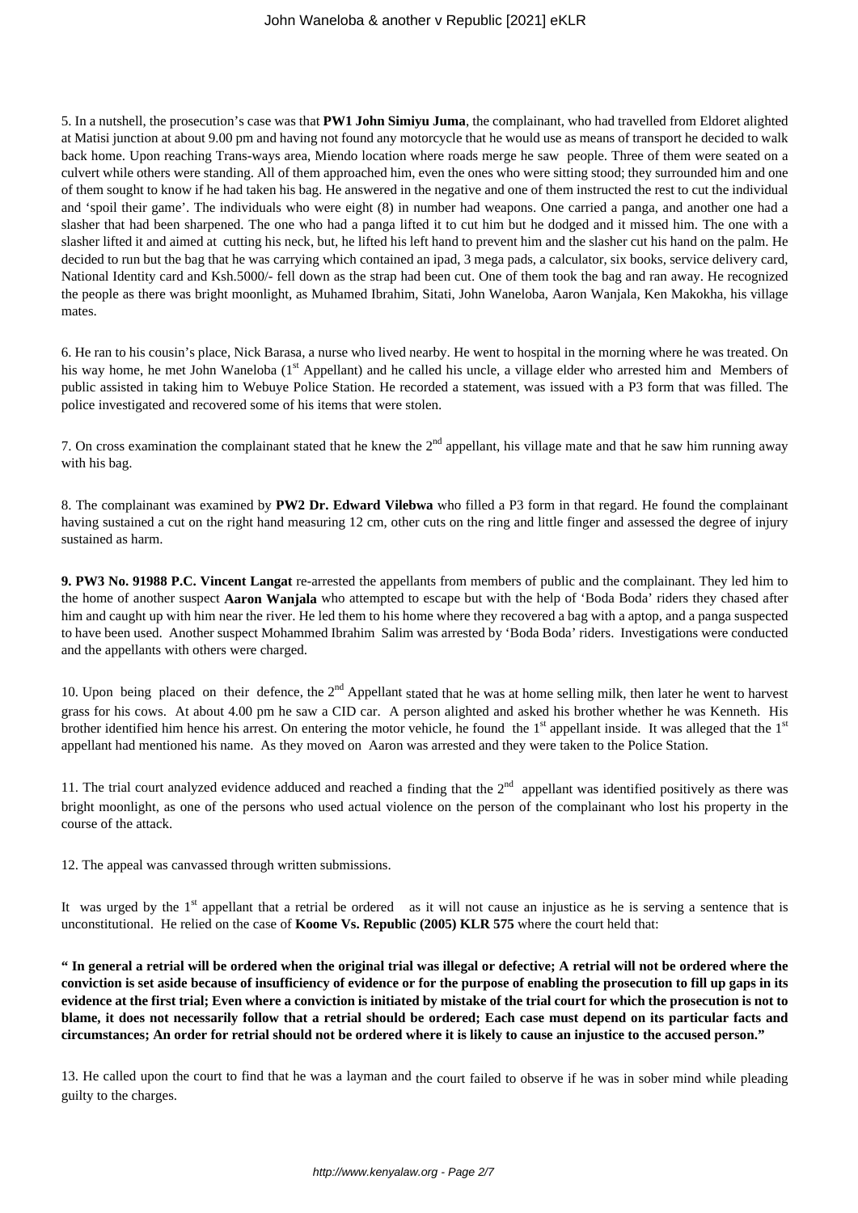5. In a nutshell, the prosecution's case was that **PW1 John Simiyu Juma**, the complainant, who had travelled from Eldoret alighted at Matisi junction at about 9.00 pm and having not found any motorcycle that he would use as means of transport he decided to walk back home. Upon reaching Trans-ways area, Miendo location where roads merge he saw people. Three of them were seated on a culvert while others were standing. All of them approached him, even the ones who were sitting stood; they surrounded him and one of them sought to know if he had taken his bag. He answered in the negative and one of them instructed the rest to cut the individual and 'spoil their game'. The individuals who were eight (8) in number had weapons. One carried a panga, and another one had a slasher that had been sharpened. The one who had a panga lifted it to cut him but he dodged and it missed him. The one with a slasher lifted it and aimed at cutting his neck, but, he lifted his left hand to prevent him and the slasher cut his hand on the palm. He decided to run but the bag that he was carrying which contained an ipad, 3 mega pads, a calculator, six books, service delivery card, National Identity card and Ksh.5000/- fell down as the strap had been cut. One of them took the bag and ran away. He recognized the people as there was bright moonlight, as Muhamed Ibrahim, Sitati, John Waneloba, Aaron Wanjala, Ken Makokha, his village mates.

6. He ran to his cousin's place, Nick Barasa, a nurse who lived nearby. He went to hospital in the morning where he was treated. On his way home, he met John Waneloba (1st Appellant) and he called his uncle, a village elder who arrested him and Members of public assisted in taking him to Webuye Police Station. He recorded a statement, was issued with a P3 form that was filled. The police investigated and recovered some of his items that were stolen.

7. On cross examination the complainant stated that he knew the 2nd appellant, his village mate and that he saw him running away with his bag.

8. The complainant was examined by **PW2 Dr. Edward Vilebwa** who filled a P3 form in that regard. He found the complainant having sustained a cut on the right hand measuring 12 cm, other cuts on the ring and little finger and assessed the degree of injury sustained as harm.

**9. PW3 No. 91988 P.C. Vincent Langat** re-arrested the appellants from members of public and the complainant. They led him to the home of another suspect **Aaron Wanjala** who attempted to escape but with the help of 'Boda Boda' riders they chased after him and caught up with him near the river. He led them to his home where they recovered a bag with a aptop, and a panga suspected to have been used. Another suspect Mohammed Ibrahim Salim was arrested by 'Boda Boda' riders. Investigations were conducted and the appellants with others were charged.

10. Upon being placed on their defence, the 2nd Appellant stated that he was at home selling milk, then later he went to harvest grass for his cows. At about 4.00 pm he saw a CID car. A person alighted and asked his brother whether he was Kenneth. His brother identified him hence his arrest. On entering the motor vehicle, he found the 1st appellant inside. It was alleged that the 1st appellant had mentioned his name. As they moved on Aaron was arrested and they were taken to the Police Station.

11. The trial court analyzed evidence adduced and reached a finding that the 2nd appellant was identified positively as there was bright moonlight, as one of the persons who used actual violence on the person of the complainant who lost his property in the course of the attack.

12. The appeal was canvassed through written submissions.

It was urged by the 1st appellant that a retrial be ordered as it will not cause an injustice as he is serving a sentence that is unconstitutional. He relied on the case of **Koome Vs. Republic (2005) KLR 575** where the court held that:

**" In general a retrial will be ordered when the original trial was illegal or defective; A retrial will not be ordered where the conviction is set aside because of insufficiency of evidence or for the purpose of enabling the prosecution to fill up gaps in its evidence at the first trial; Even where a conviction is initiated by mistake of the trial court for which the prosecution is not to blame, it does not necessarily follow that a retrial should be ordered; Each case must depend on its particular facts and circumstances; An order for retrial should not be ordered where it is likely to cause an injustice to the accused person."**

13. He called upon the court to find that he was a layman and the court failed to observe if he was in sober mind while pleading guilty to the charges.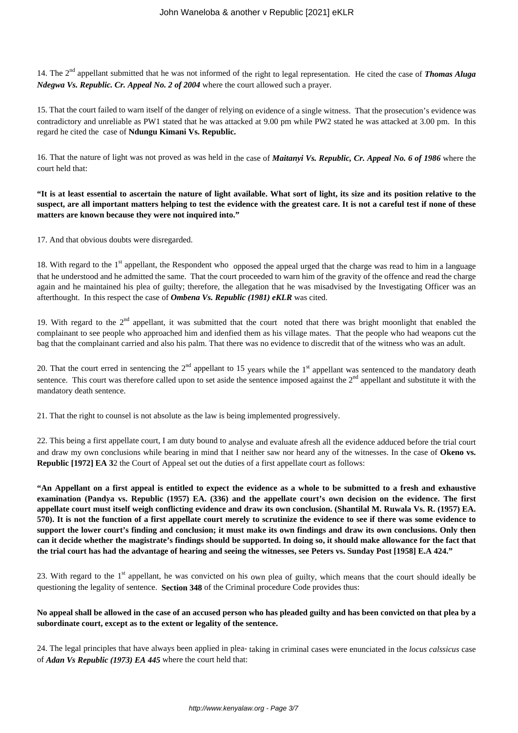14. The 2nd appellant submitted that he was not informed of the right to legal representation. He cited the case of ***Thomas Aluga Ndegwa Vs. Republic. Cr. Appeal No. 2 of 2004*** where the court allowed such a prayer.

15. That the court failed to warn itself of the danger of relying on evidence of a single witness. That the prosecution's evidence was contradictory and unreliable as PW1 stated that he was attacked at 9.00 pm while PW2 stated he was attacked at 3.00 pm. In this regard he cited the case of **Ndungu Kimani Vs. Republic.**

16. That the nature of light was not proved as was held in the case of ***Maitanyi Vs. Republic, Cr. Appeal No. 6 of 1986*** where the court held that:

**"It is at least essential to ascertain the nature of light available. What sort of light, its size and its position relative to the suspect, are all important matters helping to test the evidence with the greatest care. It is not a careful test if none of these matters are known because they were not inquired into."**

17. And that obvious doubts were disregarded.

18. With regard to the 1st appellant, the Respondent who opposed the appeal urged that the charge was read to him in a language that he understood and he admitted the same. That the court proceeded to warn him of the gravity of the offence and read the charge again and he maintained his plea of guilty; therefore, the allegation that he was misadvised by the Investigating Officer was an afterthought. In this respect the case of ***Ombena Vs. Republic (1981) eKLR*** was cited.

19. With regard to the 2nd appellant, it was submitted that the court noted that there was bright moonlight that enabled the complainant to see people who approached him and idenfied them as his village mates. That the people who had weapons cut the bag that the complainant carried and also his palm. That there was no evidence to discredit that of the witness who was an adult.

20. That the court erred in sentencing the 2nd appellant to 15 years while the 1st appellant was sentenced to the mandatory death sentence. This court was therefore called upon to set aside the sentence imposed against the 2nd appellant and substitute it with the mandatory death sentence.

21. That the right to counsel is not absolute as the law is being implemented progressively.

22. This being a first appellate court, I am duty bound to analyse and evaluate afresh all the evidence adduced before the trial court and draw my own conclusions while bearing in mind that I neither saw nor heard any of the witnesses. In the case of **Okeno vs. Republic [1972] EA 3**2 the Court of Appeal set out the duties of a first appellate court as follows:

**"An Appellant on a first appeal is entitled to expect the evidence as a whole to be submitted to a fresh and exhaustive examination (Pandya vs. Republic (1957) EA. (336) and the appellate court's own decision on the evidence. The first appellate court must itself weigh conflicting evidence and draw its own conclusion. (Shantilal M. Ruwala Vs. R. (1957) EA. 570). It is not the function of a first appellate court merely to scrutinize the evidence to see if there was some evidence to support the lower court's finding and conclusion; it must make its own findings and draw its own conclusions. Only then can it decide whether the magistrate's findings should be supported. In doing so, it should make allowance for the fact that the trial court has had the advantage of hearing and seeing the witnesses, see Peters vs. Sunday Post [1958] E.A 424."**

23. With regard to the 1st appellant, he was convicted on his own plea of guilty, which means that the court should ideally be questioning the legality of sentence. **Section 348** of the Criminal procedure Code provides thus:

**No appeal shall be allowed in the case of an accused person who has pleaded guilty and has been convicted on that plea by a subordinate court, except as to the extent or legality of the sentence.**

24. The legal principles that have always been applied in plea- taking in criminal cases were enunciated in the *locus calssicus* case of ***Adan Vs Republic (1973) EA 445*** where the court held that: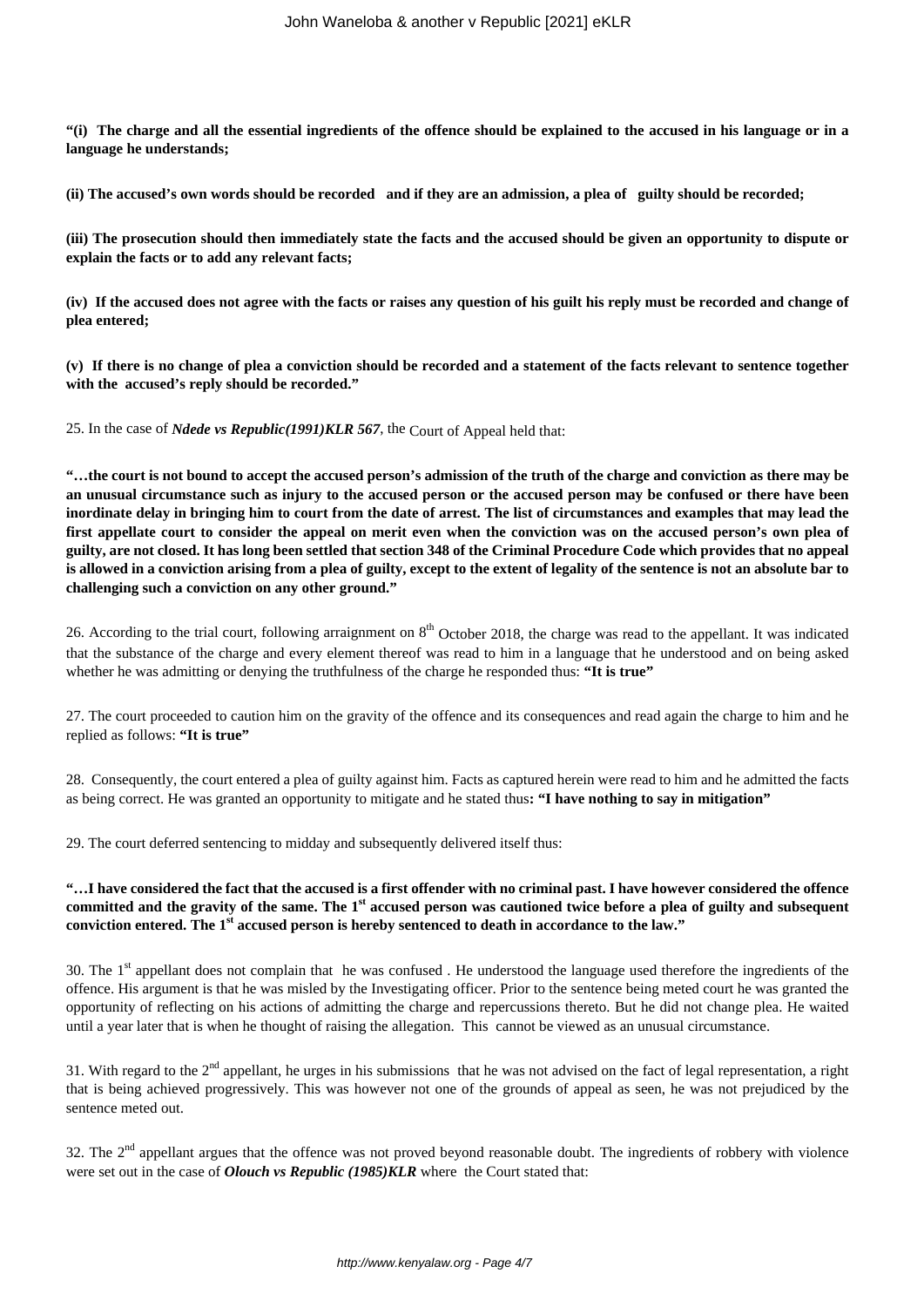**"(i) The charge and all the essential ingredients of the offence should be explained to the accused in his language or in a language he understands;**

**(ii) The accused's own words should be recorded and if they are an admission, a plea of guilty should be recorded;**

**(iii) The prosecution should then immediately state the facts and the accused should be given an opportunity to dispute or explain the facts or to add any relevant facts;**

**(iv) If the accused does not agree with the facts or raises any question of his guilt his reply must be recorded and change of plea entered;**

**(v) If there is no change of plea a conviction should be recorded and a statement of the facts relevant to sentence together with the accused's reply should be recorded."**

25. In the case of ***Ndede vs Republic(1991)KLR 567***, the Court of Appeal held that:

**"…the court is not bound to accept the accused person's admission of the truth of the charge and conviction as there may be an unusual circumstance such as injury to the accused person or the accused person may be confused or there have been inordinate delay in bringing him to court from the date of arrest. The list of circumstances and examples that may lead the first appellate court to consider the appeal on merit even when the conviction was on the accused person's own plea of guilty, are not closed. It has long been settled that section 348 of the Criminal Procedure Code which provides that no appeal is allowed in a conviction arising from a plea of guilty, except to the extent of legality of the sentence is not an absolute bar to challenging such a conviction on any other ground."**

26. According to the trial court, following arraignment on 8th October 2018, the charge was read to the appellant. It was indicated that the substance of the charge and every element thereof was read to him in a language that he understood and on being asked whether he was admitting or denying the truthfulness of the charge he responded thus: **"It is true"**

27. The court proceeded to caution him on the gravity of the offence and its consequences and read again the charge to him and he replied as follows: **"It is true"**

28. Consequently, the court entered a plea of guilty against him. Facts as captured herein were read to him and he admitted the facts as being correct. He was granted an opportunity to mitigate and he stated thus**: "I have nothing to say in mitigation"**

29. The court deferred sentencing to midday and subsequently delivered itself thus:

**"…I have considered the fact that the accused is a first offender with no criminal past. I have however considered the offence committed and the gravity of the same. The 1st accused person was cautioned twice before a plea of guilty and subsequent conviction entered. The 1st accused person is hereby sentenced to death in accordance to the law."**

30. The 1st appellant does not complain that he was confused . He understood the language used therefore the ingredients of the offence. His argument is that he was misled by the Investigating officer. Prior to the sentence being meted court he was granted the opportunity of reflecting on his actions of admitting the charge and repercussions thereto. But he did not change plea. He waited until a year later that is when he thought of raising the allegation. This cannot be viewed as an unusual circumstance.

31. With regard to the 2nd appellant, he urges in his submissions that he was not advised on the fact of legal representation, a right that is being achieved progressively. This was however not one of the grounds of appeal as seen, he was not prejudiced by the sentence meted out.

32. The 2nd appellant argues that the offence was not proved beyond reasonable doubt. The ingredients of robbery with violence were set out in the case of ***Olouch vs Republic (1985)KLR*** where the Court stated that: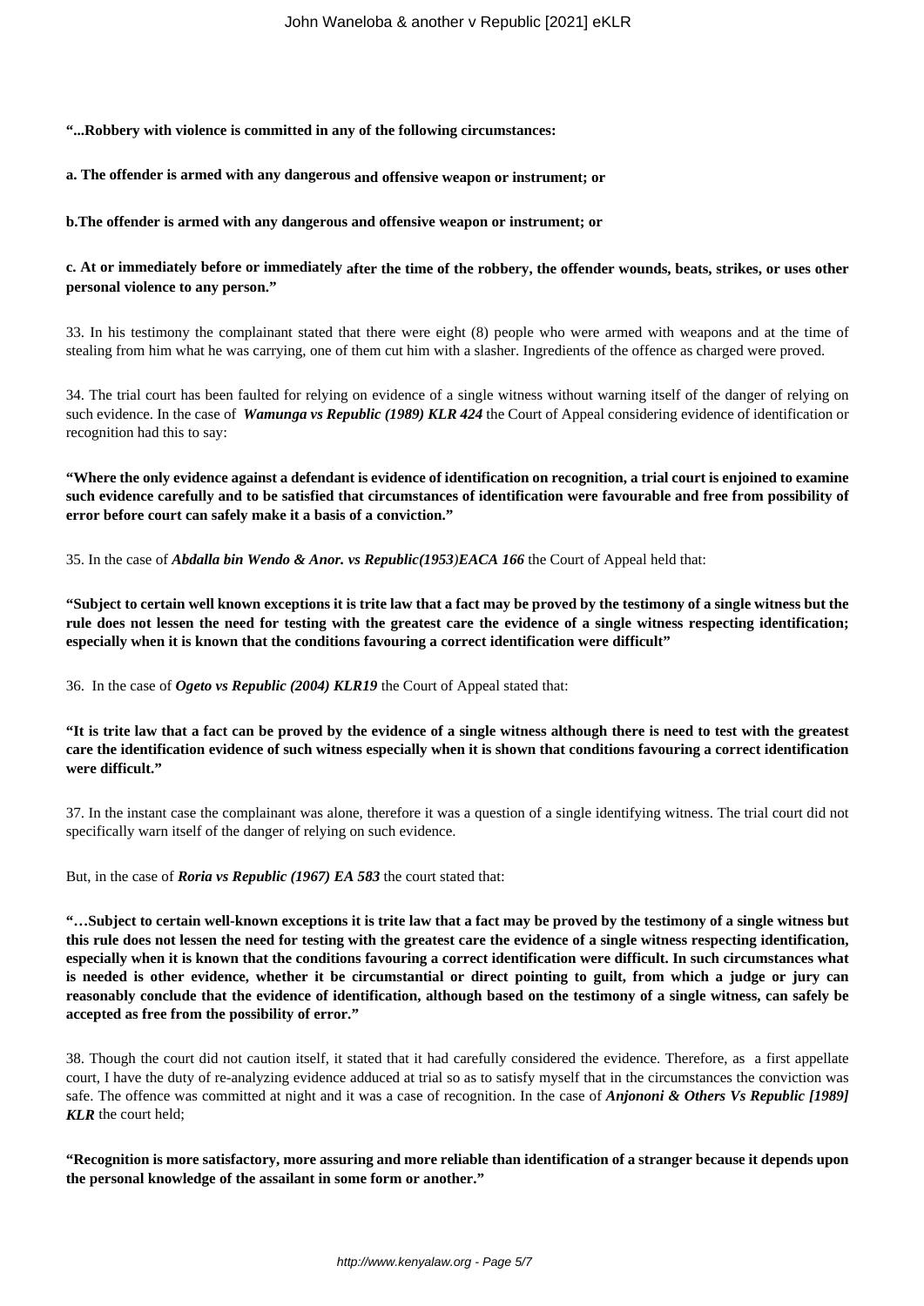**"...Robbery with violence is committed in any of the following circumstances:**

**a. The offender is armed with any dangerous and offensive weapon or instrument; or**

**b.The offender is armed with any dangerous and offensive weapon or instrument; or**

**c. At or immediately before or immediately after the time of the robbery, the offender wounds, beats, strikes, or uses other personal violence to any person."**

33. In his testimony the complainant stated that there were eight (8) people who were armed with weapons and at the time of stealing from him what he was carrying, one of them cut him with a slasher. Ingredients of the offence as charged were proved.

34. The trial court has been faulted for relying on evidence of a single witness without warning itself of the danger of relying on such evidence. In the case of ***Wamunga vs Republic (1989) KLR 424*** the Court of Appeal considering evidence of identification or recognition had this to say:

**"Where the only evidence against a defendant is evidence of identification on recognition, a trial court is enjoined to examine such evidence carefully and to be satisfied that circumstances of identification were favourable and free from possibility of error before court can safely make it a basis of a conviction."**

35. In the case of ***Abdalla bin Wendo & Anor. vs Republic(1953)EACA 166*** the Court of Appeal held that:

**"Subject to certain well known exceptions it is trite law that a fact may be proved by the testimony of a single witness but the rule does not lessen the need for testing with the greatest care the evidence of a single witness respecting identification; especially when it is known that the conditions favouring a correct identification were difficult"**

36. In the case of ***Ogeto vs Republic (2004) KLR19*** the Court of Appeal stated that:

**"It is trite law that a fact can be proved by the evidence of a single witness although there is need to test with the greatest care the identification evidence of such witness especially when it is shown that conditions favouring a correct identification were difficult."**

37. In the instant case the complainant was alone, therefore it was a question of a single identifying witness. The trial court did not specifically warn itself of the danger of relying on such evidence.

But, in the case of ***Roria vs Republic (1967) EA 583*** the court stated that:

**"…Subject to certain well-known exceptions it is trite law that a fact may be proved by the testimony of a single witness but this rule does not lessen the need for testing with the greatest care the evidence of a single witness respecting identification, especially when it is known that the conditions favouring a correct identification were difficult. In such circumstances what is needed is other evidence, whether it be circumstantial or direct pointing to guilt, from which a judge or jury can reasonably conclude that the evidence of identification, although based on the testimony of a single witness, can safely be accepted as free from the possibility of error."**

38. Though the court did not caution itself, it stated that it had carefully considered the evidence. Therefore, as a first appellate court, I have the duty of re-analyzing evidence adduced at trial so as to satisfy myself that in the circumstances the conviction was safe. The offence was committed at night and it was a case of recognition. In the case of ***Anjononi & Others Vs Republic [1989] KLR*** the court held;

**"Recognition is more satisfactory, more assuring and more reliable than identification of a stranger because it depends upon the personal knowledge of the assailant in some form or another."**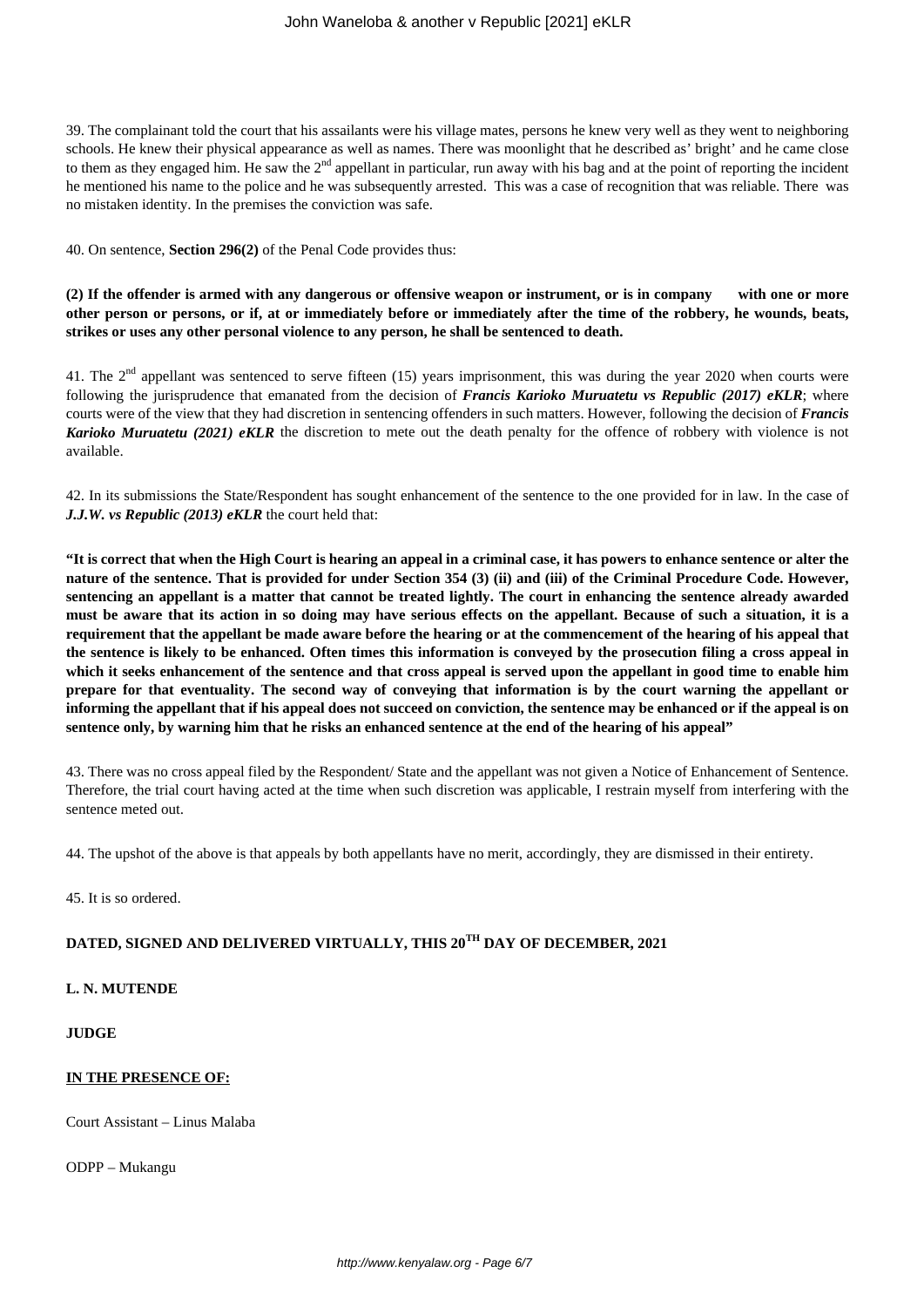39. The complainant told the court that his assailants were his village mates, persons he knew very well as they went to neighboring schools. He knew their physical appearance as well as names. There was moonlight that he described as' bright' and he came close to them as they engaged him. He saw the 2nd appellant in particular, run away with his bag and at the point of reporting the incident he mentioned his name to the police and he was subsequently arrested. This was a case of recognition that was reliable. There was no mistaken identity. In the premises the conviction was safe.

40. On sentence, **Section 296(2)** of the Penal Code provides thus:

**(2) If the offender is armed with any dangerous or offensive weapon or instrument, or is in company with one or more other person or persons, or if, at or immediately before or immediately after the time of the robbery, he wounds, beats, strikes or uses any other personal violence to any person, he shall be sentenced to death.**

41. The 2nd appellant was sentenced to serve fifteen (15) years imprisonment, this was during the year 2020 when courts were following the jurisprudence that emanated from the decision of ***Francis Karioko Muruatetu vs Republic (2017) eKLR***; where courts were of the view that they had discretion in sentencing offenders in such matters. However, following the decision of ***Francis Karioko Muruatetu (2021) eKLR*** the discretion to mete out the death penalty for the offence of robbery with violence is not available.

42. In its submissions the State/Respondent has sought enhancement of the sentence to the one provided for in law. In the case of ***J.J.W. vs Republic (2013) eKLR*** the court held that:

**"It is correct that when the High Court is hearing an appeal in a criminal case, it has powers to enhance sentence or alter the nature of the sentence. That is provided for under Section 354 (3) (ii) and (iii) of the Criminal Procedure Code. However, sentencing an appellant is a matter that cannot be treated lightly. The court in enhancing the sentence already awarded must be aware that its action in so doing may have serious effects on the appellant. Because of such a situation, it is a requirement that the appellant be made aware before the hearing or at the commencement of the hearing of his appeal that the sentence is likely to be enhanced. Often times this information is conveyed by the prosecution filing a cross appeal in which it seeks enhancement of the sentence and that cross appeal is served upon the appellant in good time to enable him prepare for that eventuality. The second way of conveying that information is by the court warning the appellant or informing the appellant that if his appeal does not succeed on conviction, the sentence may be enhanced or if the appeal is on sentence only, by warning him that he risks an enhanced sentence at the end of the hearing of his appeal"**

43. There was no cross appeal filed by the Respondent/ State and the appellant was not given a Notice of Enhancement of Sentence. Therefore, the trial court having acted at the time when such discretion was applicable, I restrain myself from interfering with the sentence meted out.

44. The upshot of the above is that appeals by both appellants have no merit, accordingly, they are dismissed in their entirety.

45. It is so ordered.

**DATED, SIGNED AND DELIVERED VIRTUALLY, THIS 20TH DAY OF DECEMBER, 2021**

**L. N. MUTENDE**

**JUDGE**

**IN THE PRESENCE OF:**

Court Assistant – Linus Malaba

ODPP – Mukangu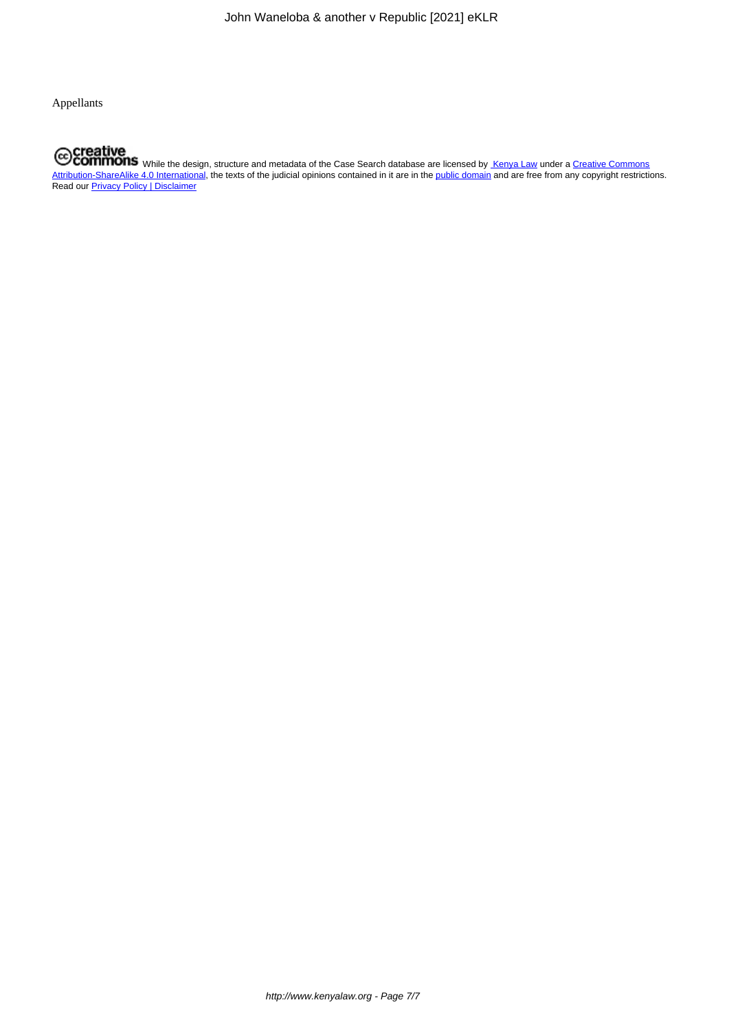Appellants

While the design, structure and metadata of the Case Search database are licensed by [Kenya Law](http://www.kenyalaw.org) under a [Creative Commons Attribution-ShareAlike 4.0 International](https://creativecommons.org/licenses/by-sa/4.0/), the texts of the judicial opinions contained in it are in the [public domain](https://creativecommons.org/publicdomain/mark/1.0/) and are free from any copyright restrictions. Read our [Privacy Policy | Disclaimer](http://www.kenyalaw.org)